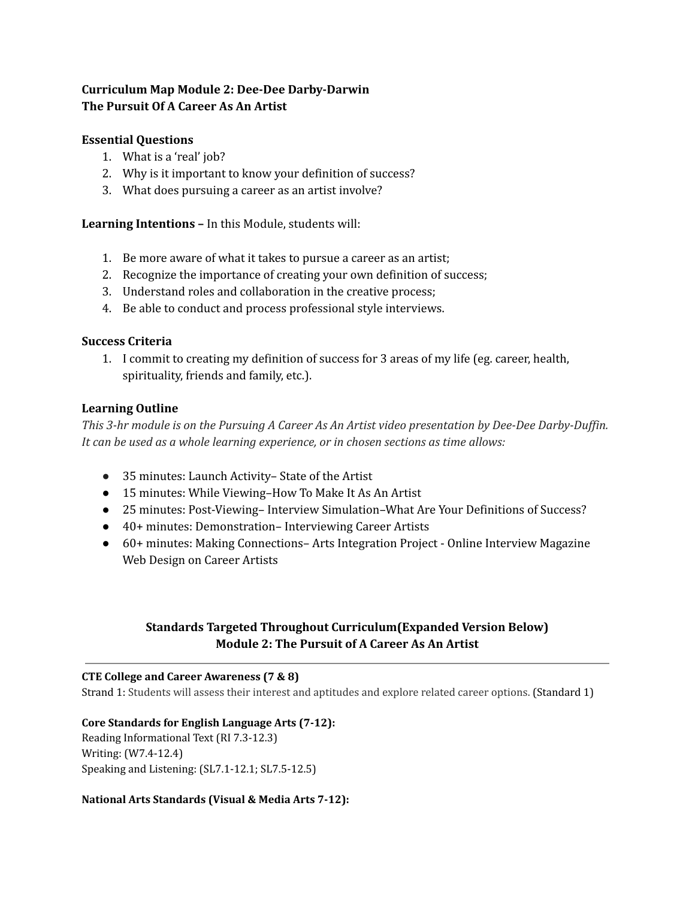**Curriculum Map Module 2: Dee-Dee Darby-Darwin**
**The Pursuit Of A Career As An Artist**

**Essential Questions**

1. What is a 'real' job?
2. Why is it important to know your definition of success?
3. What does pursuing a career as an artist involve?

**Learning Intentions –** In this Module, students will:

1. Be more aware of what it takes to pursue a career as an artist;
2. Recognize the importance of creating your own definition of success;
3. Understand roles and collaboration in the creative process;
4. Be able to conduct and process professional style interviews.

**Success Criteria**

1. I commit to creating my definition of success for 3 areas of my life (eg. career, health, spirituality, friends and family, etc.).

**Learning Outline**

*This 3-hr module is on the Pursuing A Career As An Artist video presentation by Dee-Dee Darby-Duffin. It can be used as a whole learning experience, or in chosen sections as time allows:*

- 35 minutes: Launch Activity– State of the Artist
- 15 minutes: While Viewing–How To Make It As An Artist
- 25 minutes: Post-Viewing– Interview Simulation–What Are Your Definitions of Success?
- 40+ minutes: Demonstration– Interviewing Career Artists
- 60+ minutes: Making Connections– Arts Integration Project - Online Interview Magazine Web Design on Career Artists

**Standards Targeted Throughout Curriculum(Expanded Version Below)**
**Module 2: The Pursuit of A Career As An Artist**

---

**CTE College and Career Awareness (7 & 8)**
Strand 1: Students will assess their interest and aptitudes and explore related career options. (Standard 1)

**Core Standards for English Language Arts (7-12):**
Reading Informational Text (RI 7.3-12.3)
Writing: (W7.4-12.4)
Speaking and Listening: (SL7.1-12.1; SL7.5-12.5)

**National Arts Standards (Visual & Media Arts 7-12):**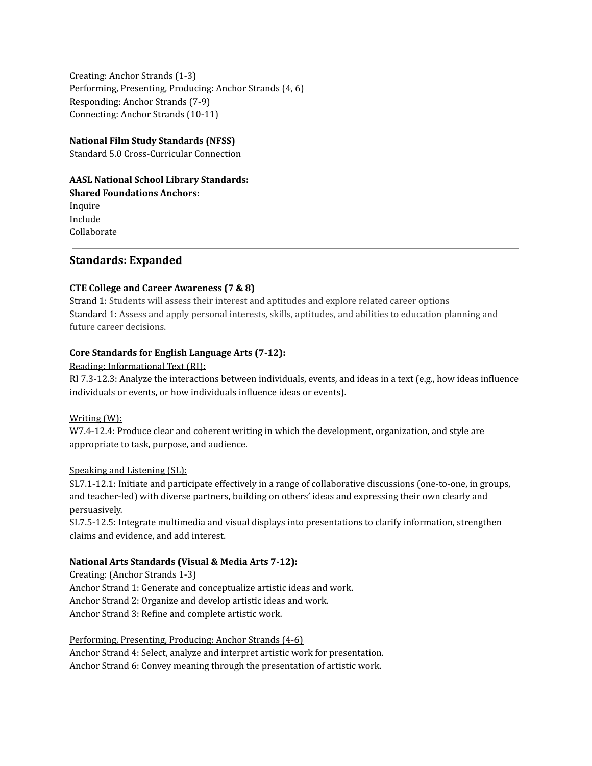Creating: Anchor Strands (1-3)
Performing, Presenting, Producing: Anchor Strands (4, 6)
Responding: Anchor Strands (7-9)
Connecting: Anchor Strands (10-11)

**National Film Study Standards (NFSS)**
Standard 5.0 Cross-Curricular Connection

**AASL National School Library Standards:**
**Shared Foundations Anchors:**
Inquire
Include
Collaborate

---

## Standards: Expanded

**CTE College and Career Awareness (7 & 8)**
Strand 1: Students will assess their interest and aptitudes and explore related career options
Standard 1: Assess and apply personal interests, skills, aptitudes, and abilities to education planning and future career decisions.

**Core Standards for English Language Arts (7-12):**
Reading: Informational Text (RI):
RI 7.3-12.3: Analyze the interactions between individuals, events, and ideas in a text (e.g., how ideas influence individuals or events, or how individuals influence ideas or events).

Writing (W):
W7.4-12.4: Produce clear and coherent writing in which the development, organization, and style are appropriate to task, purpose, and audience.

Speaking and Listening (SL):
SL7.1-12.1: Initiate and participate effectively in a range of collaborative discussions (one-to-one, in groups, and teacher-led) with diverse partners, building on others' ideas and expressing their own clearly and persuasively.
SL7.5-12.5: Integrate multimedia and visual displays into presentations to clarify information, strengthen claims and evidence, and add interest.

**National Arts Standards (Visual & Media Arts 7-12):**
Creating: (Anchor Strands 1-3)
Anchor Strand 1: Generate and conceptualize artistic ideas and work.
Anchor Strand 2: Organize and develop artistic ideas and work.
Anchor Strand 3: Refine and complete artistic work.

Performing, Presenting, Producing: Anchor Strands (4-6)
Anchor Strand 4: Select, analyze and interpret artistic work for presentation.
Anchor Strand 6: Convey meaning through the presentation of artistic work.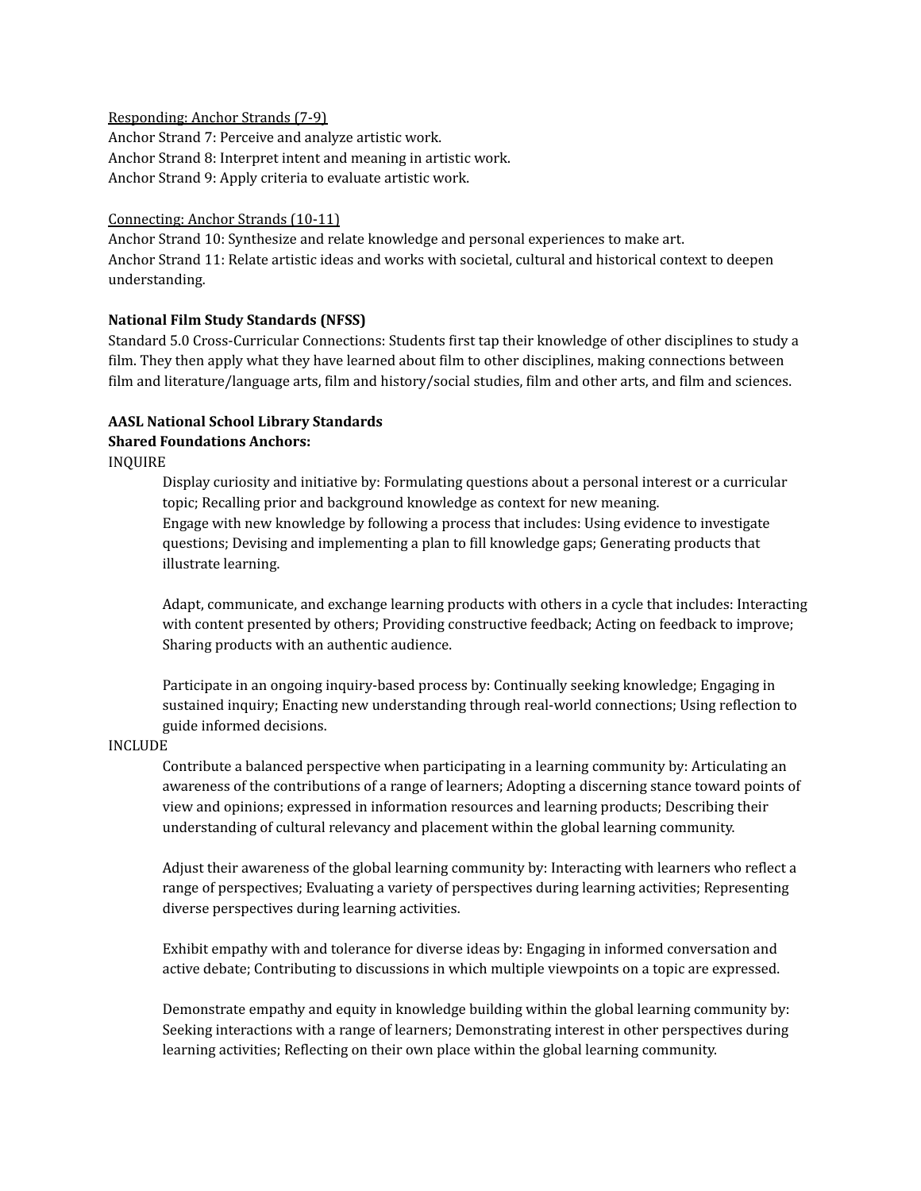<u>Responding: Anchor Strands (7-9)</u>
Anchor Strand 7: Perceive and analyze artistic work.
Anchor Strand 8: Interpret intent and meaning in artistic work.
Anchor Strand 9: Apply criteria to evaluate artistic work.

<u>Connecting: Anchor Strands (10-11)</u>
Anchor Strand 10: Synthesize and relate knowledge and personal experiences to make art.
Anchor Strand 11: Relate artistic ideas and works with societal, cultural and historical context to deepen understanding.

**National Film Study Standards (NFSS)**
Standard 5.0 Cross-Curricular Connections: Students first tap their knowledge of other disciplines to study a film. They then apply what they have learned about film to other disciplines, making connections between film and literature/language arts, film and history/social studies, film and other arts, and film and sciences.

**AASL National School Library Standards**
**Shared Foundations Anchors:**
INQUIRE

> Display curiosity and initiative by: Formulating questions about a personal interest or a curricular topic; Recalling prior and background knowledge as context for new meaning.
> Engage with new knowledge by following a process that includes: Using evidence to investigate questions; Devising and implementing a plan to fill knowledge gaps; Generating products that illustrate learning.
>
> Adapt, communicate, and exchange learning products with others in a cycle that includes: Interacting with content presented by others; Providing constructive feedback; Acting on feedback to improve; Sharing products with an authentic audience.
>
> Participate in an ongoing inquiry-based process by: Continually seeking knowledge; Engaging in sustained inquiry; Enacting new understanding through real-world connections; Using reflection to guide informed decisions.

INCLUDE

> Contribute a balanced perspective when participating in a learning community by: Articulating an awareness of the contributions of a range of learners; Adopting a discerning stance toward points of view and opinions; expressed in information resources and learning products; Describing their understanding of cultural relevancy and placement within the global learning community.
>
> Adjust their awareness of the global learning community by: Interacting with learners who reflect a range of perspectives; Evaluating a variety of perspectives during learning activities; Representing diverse perspectives during learning activities.
>
> Exhibit empathy with and tolerance for diverse ideas by: Engaging in informed conversation and active debate; Contributing to discussions in which multiple viewpoints on a topic are expressed.
>
> Demonstrate empathy and equity in knowledge building within the global learning community by: Seeking interactions with a range of learners; Demonstrating interest in other perspectives during learning activities; Reflecting on their own place within the global learning community.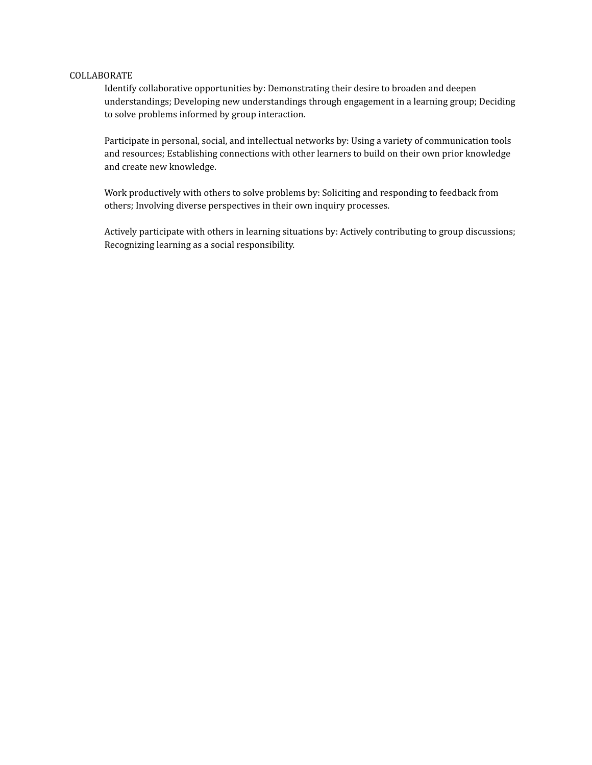COLLABORATE

Identify collaborative opportunities by: Demonstrating their desire to broaden and deepen understandings; Developing new understandings through engagement in a learning group; Deciding to solve problems informed by group interaction.

Participate in personal, social, and intellectual networks by: Using a variety of communication tools and resources; Establishing connections with other learners to build on their own prior knowledge and create new knowledge.

Work productively with others to solve problems by: Soliciting and responding to feedback from others; Involving diverse perspectives in their own inquiry processes.

Actively participate with others in learning situations by: Actively contributing to group discussions; Recognizing learning as a social responsibility.